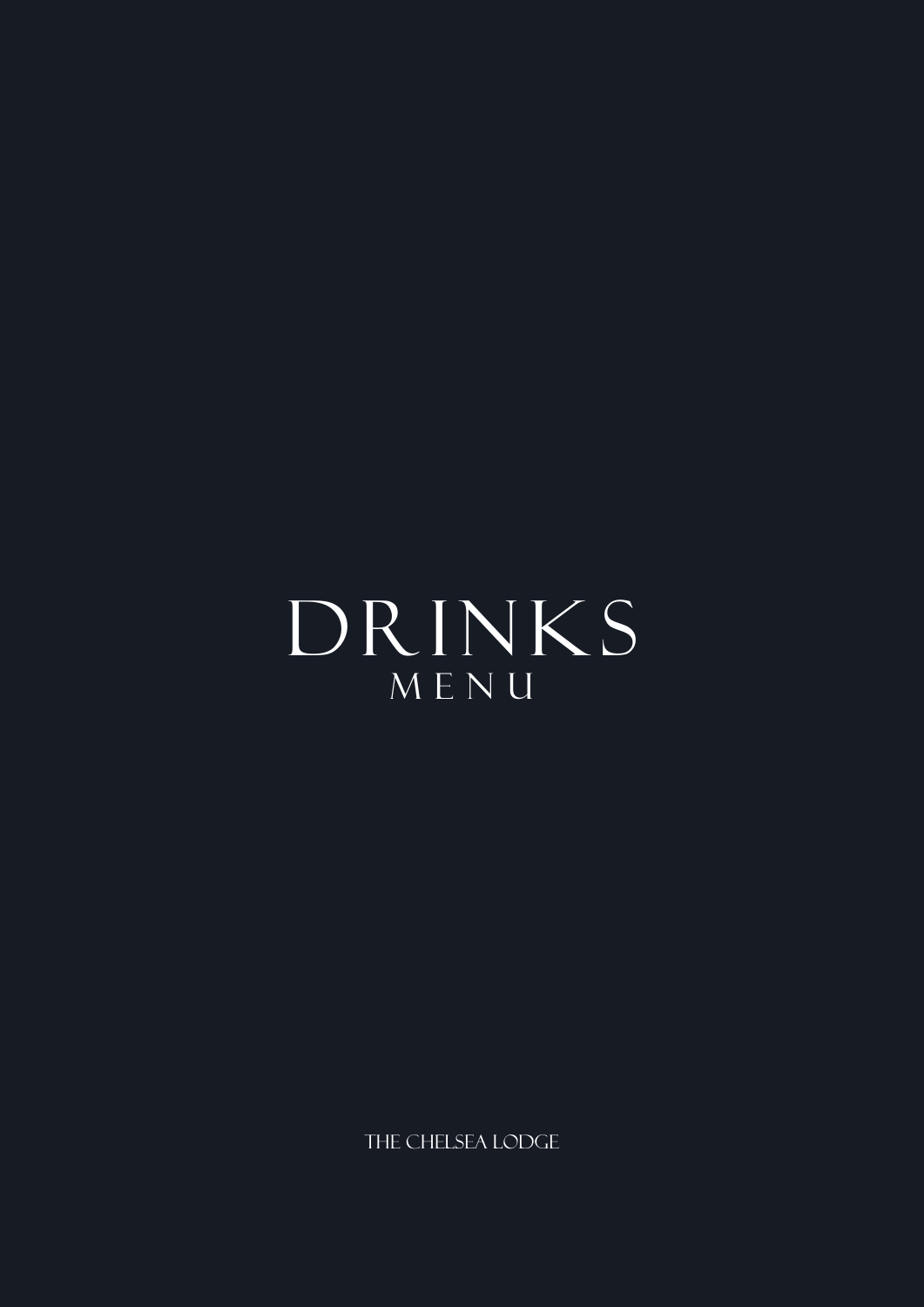# DRINKS
## MENU

THE CHELSEA LODGE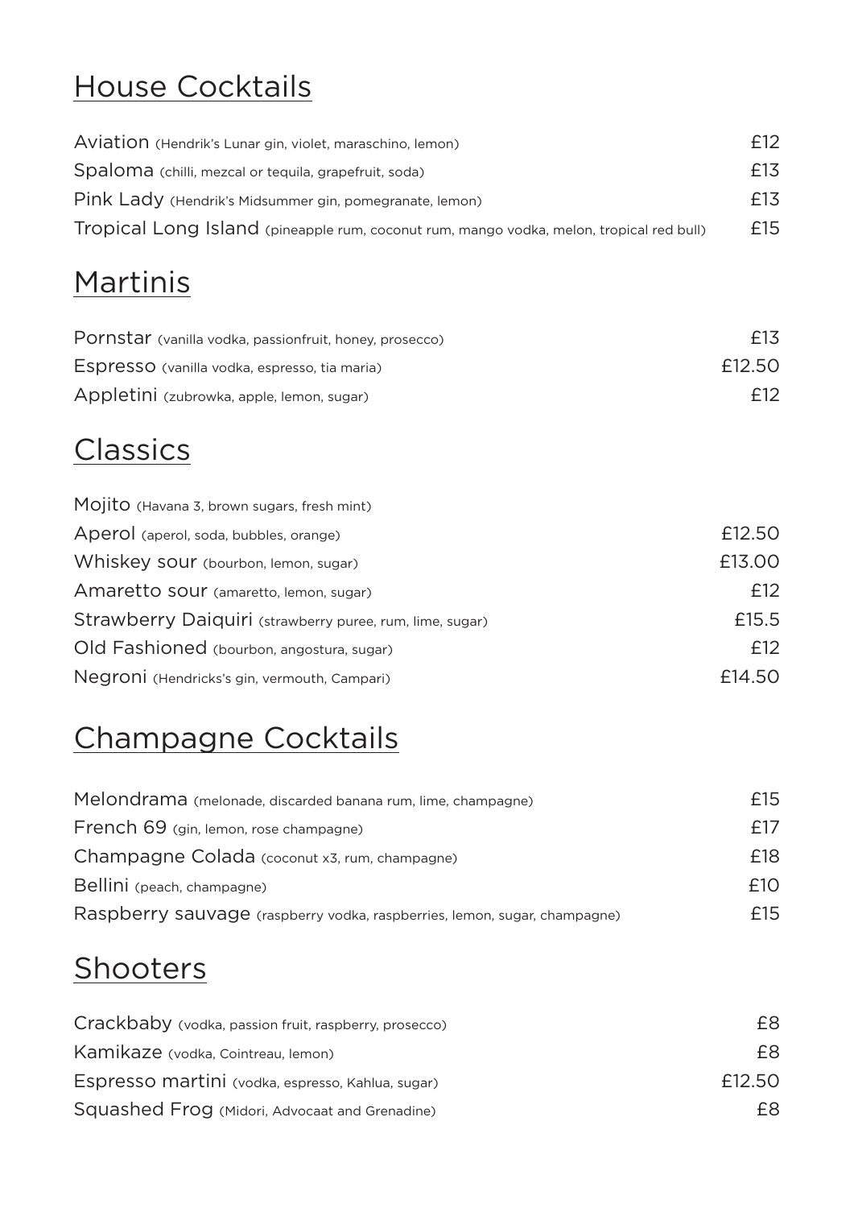# House Cocktails

| | |
|---|---|
| Aviation (Hendrik's Lunar gin, violet, maraschino, lemon) | £12 |
| Spaloma (chilli, mezcal or tequila, grapefruit, soda) | £13 |
| Pink Lady (Hendrik's Midsummer gin, pomegranate, lemon) | £13 |
| Tropical Long Island (pineapple rum, coconut rum, mango vodka, melon, tropical red bull) | £15 |

# Martinis

| | |
|---|---|
| Pornstar (vanilla vodka, passionfruit, honey, prosecco) | £13 |
| Espresso (vanilla vodka, espresso, tia maria) | £12.50 |
| Appletini (zubrowka, apple, lemon, sugar) | £12 |

# Classics

| | |
|---|---|
| Mojito (Havana 3, brown sugars, fresh mint) | |
| Aperol (aperol, soda, bubbles, orange) | £12.50 |
| Whiskey sour (bourbon, lemon, sugar) | £13.00 |
| Amaretto sour (amaretto, lemon, sugar) | £12 |
| Strawberry Daiquiri (strawberry puree, rum, lime, sugar) | £15.5 |
| Old Fashioned (bourbon, angostura, sugar) | £12 |
| Negroni (Hendricks's gin, vermouth, Campari) | £14.50 |

# Champagne Cocktails

| | |
|---|---|
| Melondrama (melonade, discarded banana rum, lime, champagne) | £15 |
| French 69 (gin, lemon, rose champagne) | £17 |
| Champagne Colada (coconut x3, rum, champagne) | £18 |
| Bellini (peach, champagne) | £10 |
| Raspberry sauvage (raspberry vodka, raspberries, lemon, sugar, champagne) | £15 |

# Shooters

| | |
|---|---|
| Crackbaby (vodka, passion fruit, raspberry, prosecco) | £8 |
| Kamikaze (vodka, Cointreau, lemon) | £8 |
| Espresso martini (vodka, espresso, Kahlua, sugar) | £12.50 |
| Squashed Frog (Midori, Advocaat and Grenadine) | £8 |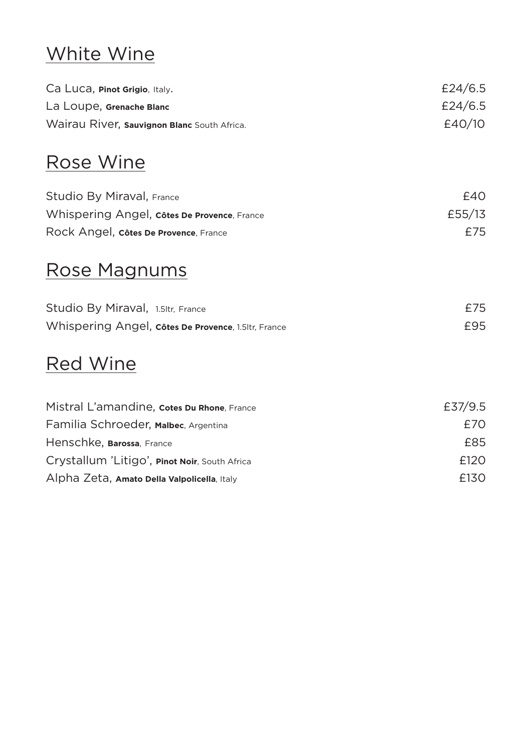# White Wine

| | |
|---|---|
| Ca Luca, **Pinot Grigio**, Italy. | £24/6.5 |
| La Loupe, **Grenache Blanc** | £24/6.5 |
| Wairau River, **Sauvignon Blanc** South Africa. | £40/10 |

# Rose Wine

| | |
|---|---|
| Studio By Miraval, France | £40 |
| Whispering Angel, **Côtes De Provence**, France | £55/13 |
| Rock Angel, **Côtes De Provence**, France | £75 |

# Rose Magnums

| | |
|---|---|
| Studio By Miraval, 1.5ltr, France | £75 |
| Whispering Angel, **Côtes De Provence**, 1.5ltr, France | £95 |

# Red Wine

| | |
|---|---|
| Mistral L'amandine, **Cotes Du Rhone**, France | £37/9.5 |
| Familia Schroeder, **Malbec**, Argentina | £70 |
| Henschke, **Barossa**, France | £85 |
| Crystallum 'Litigo', **Pinot Noir**, South Africa | £120 |
| Alpha Zeta, **Amato Della Valpolicella**, Italy | £130 |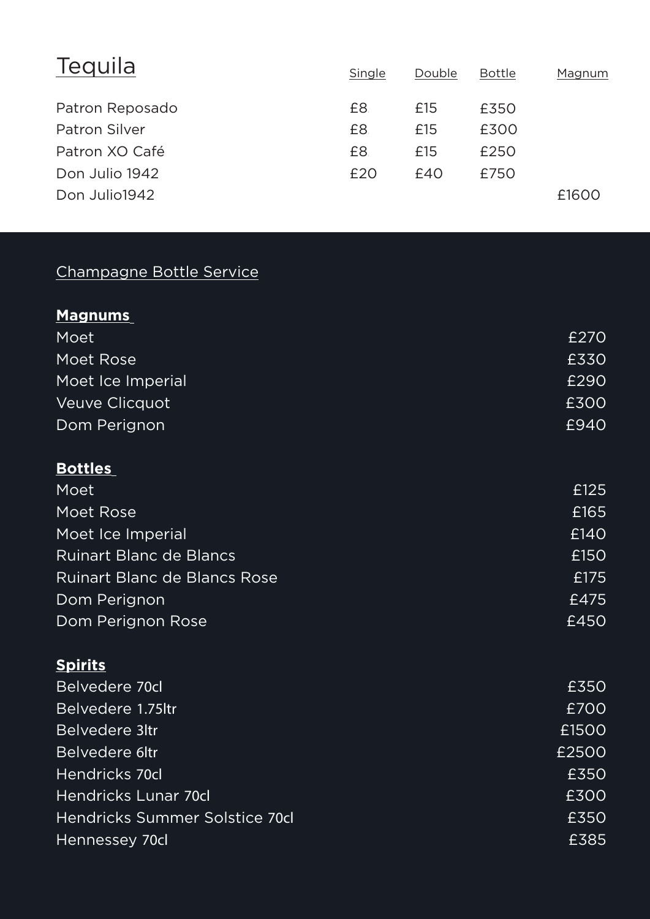# Tequila

| | Single | Double | Bottle | Magnum |
|---|---|---|---|---|
| Patron Reposado | £8 | £15 | £350 | |
| Patron Silver | £8 | £15 | £300 | |
| Patron XO Café | £8 | £15 | £250 | |
| Don Julio 1942 | £20 | £40 | £750 | |
| Don Julio1942 | | | | £1600 |

## Champagne Bottle Service

**Magnums**

| | |
|---|---|
| Moet | £270 |
| Moet Rose | £330 |
| Moet Ice Imperial | £290 |
| Veuve Clicquot | £300 |
| Dom Perignon | £940 |

**Bottles**

| | |
|---|---|
| Moet | £125 |
| Moet Rose | £165 |
| Moet Ice Imperial | £140 |
| Ruinart Blanc de Blancs | £150 |
| Ruinart Blanc de Blancs Rose | £175 |
| Dom Perignon | £475 |
| Dom Perignon Rose | £450 |

**Spirits**

| | |
|---|---|
| Belvedere 70cl | £350 |
| Belvedere 1.75ltr | £700 |
| Belvedere 3ltr | £1500 |
| Belvedere 6ltr | £2500 |
| Hendricks 70cl | £350 |
| Hendricks Lunar 70cl | £300 |
| Hendricks Summer Solstice 70cl | £350 |
| Hennessey 70cl | £385 |